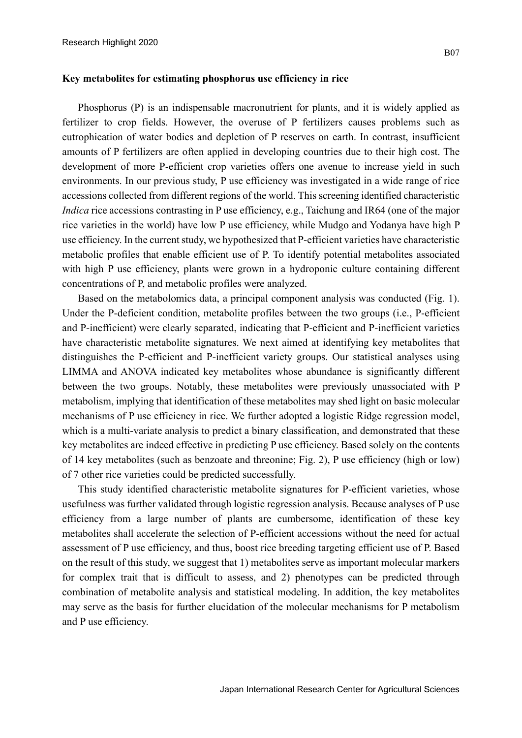**Key metabolites for estimating phosphorus use efficiency in rice**

Phosphorus (P) is an indispensable macronutrient for plants, and it is widely applied as fertilizer to crop fields. However, the overuse of P fertilizers causes problems such as eutrophication of water bodies and depletion of P reserves on earth. In contrast, insufficient amounts of P fertilizers are often applied in developing countries due to their high cost. The development of more P-efficient crop varieties offers one avenue to increase yield in such environments. In our previous study, P use efficiency was investigated in a wide range of rice accessions collected from different regions of the world. This screening identified characteristic *Indica* rice accessions contrasting in P use efficiency, e.g., Taichung and IR64 (one of the major rice varieties in the world) have low P use efficiency, while Mudgo and Yodanya have high P use efficiency. In the current study, we hypothesized that P-efficient varieties have characteristic metabolic profiles that enable efficient use of P. To identify potential metabolites associated with high P use efficiency, plants were grown in a hydroponic culture containing different concentrations of P, and metabolic profiles were analyzed.

Based on the metabolomics data, a principal component analysis was conducted (Fig. 1). Under the P-deficient condition, metabolite profiles between the two groups (i.e., P-efficient and P-inefficient) were clearly separated, indicating that P-efficient and P-inefficient varieties have characteristic metabolite signatures. We next aimed at identifying key metabolites that distinguishes the P-efficient and P-inefficient variety groups. Our statistical analyses using LIMMA and ANOVA indicated key metabolites whose abundance is significantly different between the two groups. Notably, these metabolites were previously unassociated with P metabolism, implying that identification of these metabolites may shed light on basic molecular mechanisms of P use efficiency in rice. We further adopted a logistic Ridge regression model, which is a multi-variate analysis to predict a binary classification, and demonstrated that these key metabolites are indeed effective in predicting P use efficiency. Based solely on the contents of 14 key metabolites (such as benzoate and threonine; Fig. 2), P use efficiency (high or low) of 7 other rice varieties could be predicted successfully.

This study identified characteristic metabolite signatures for P-efficient varieties, whose usefulness was further validated through logistic regression analysis. Because analyses of P use efficiency from a large number of plants are cumbersome, identification of these key metabolites shall accelerate the selection of P-efficient accessions without the need for actual assessment of P use efficiency, and thus, boost rice breeding targeting efficient use of P. Based on the result of this study, we suggest that 1) metabolites serve as important molecular markers for complex trait that is difficult to assess, and 2) phenotypes can be predicted through combination of metabolite analysis and statistical modeling. In addition, the key metabolites may serve as the basis for further elucidation of the molecular mechanisms for P metabolism and P use efficiency.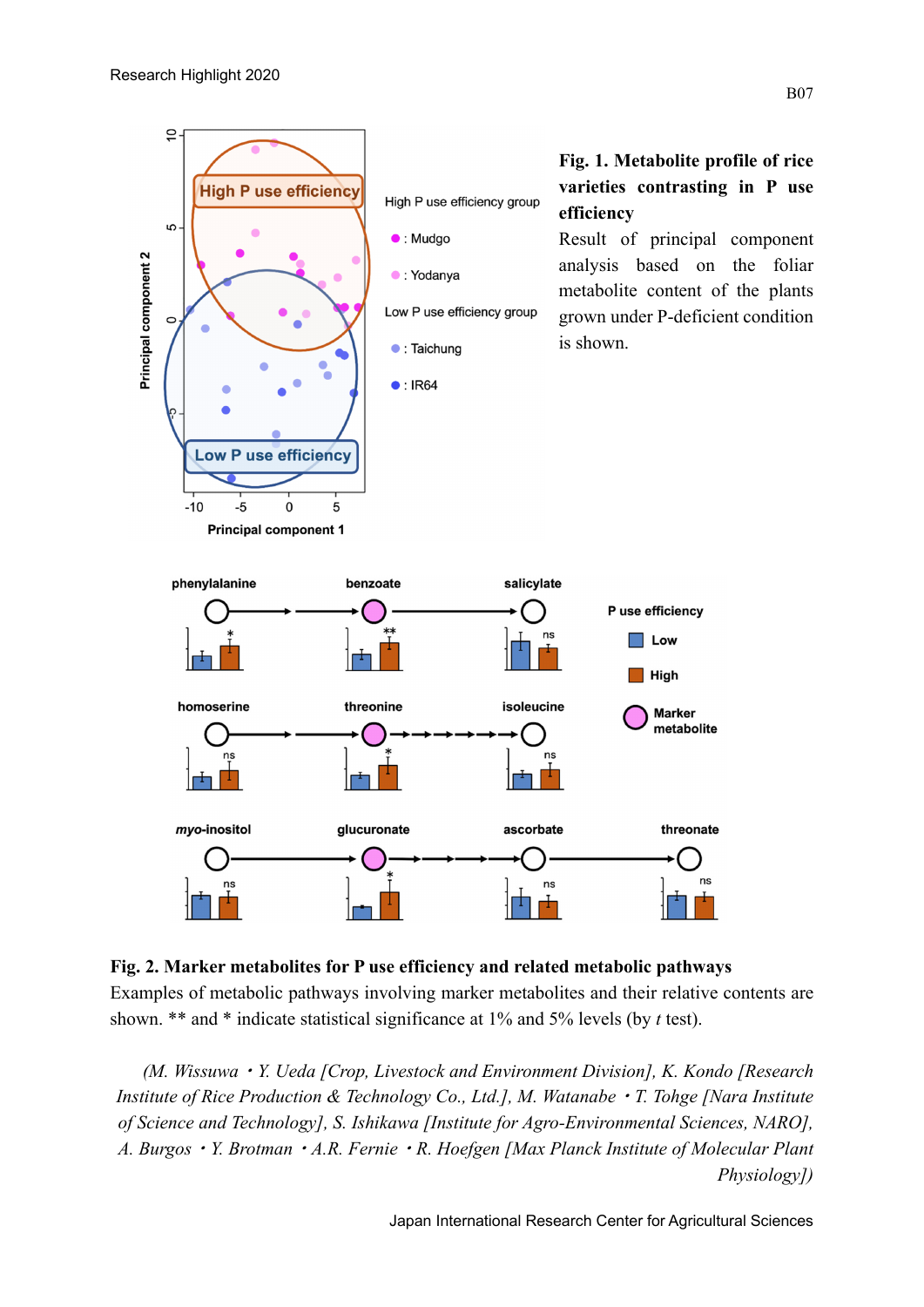High P use efficiency

Low P use efficiency

Principal component 2

Principal component 1

10

5

0

-5

-10

-5

0

5

High P use efficiency group

● : Mudgo

● : Yodanya

Low P use efficiency group

● : Taichung

● : IR64

**Fig. 1. Metabolite profile of rice varieties contrasting in P use efficiency**

Result of principal component analysis based on the foliar metabolite content of the plants grown under P-deficient condition is shown.

phenylalanine

benzoate

salicylate

homoserine

threonine

isoleucine

*myo*-inositol

glucuronate

ascorbate

threonate

*

**

ns

ns

*

ns

ns

*

ns

ns

P use efficiency

Low

High

Marker metabolite

**Fig. 2. Marker metabolites for P use efficiency and related metabolic pathways**

Examples of metabolic pathways involving marker metabolites and their relative contents are shown. ** and * indicate statistical significance at 1% and 5% levels (by *t* test).

*(M. Wissuwa ・Y. Ueda [Crop, Livestock and Environment Division], K. Kondo [Research Institute of Rice Production & Technology Co., Ltd.], M. Watanabe ・T. Tohge [Nara Institute of Science and Technology], S. Ishikawa [Institute for Agro-Environmental Sciences, NARO], A. Burgos ・Y. Brotman ・A.R. Fernie ・R. Hoefgen [Max Planck Institute of Molecular Plant Physiology])*